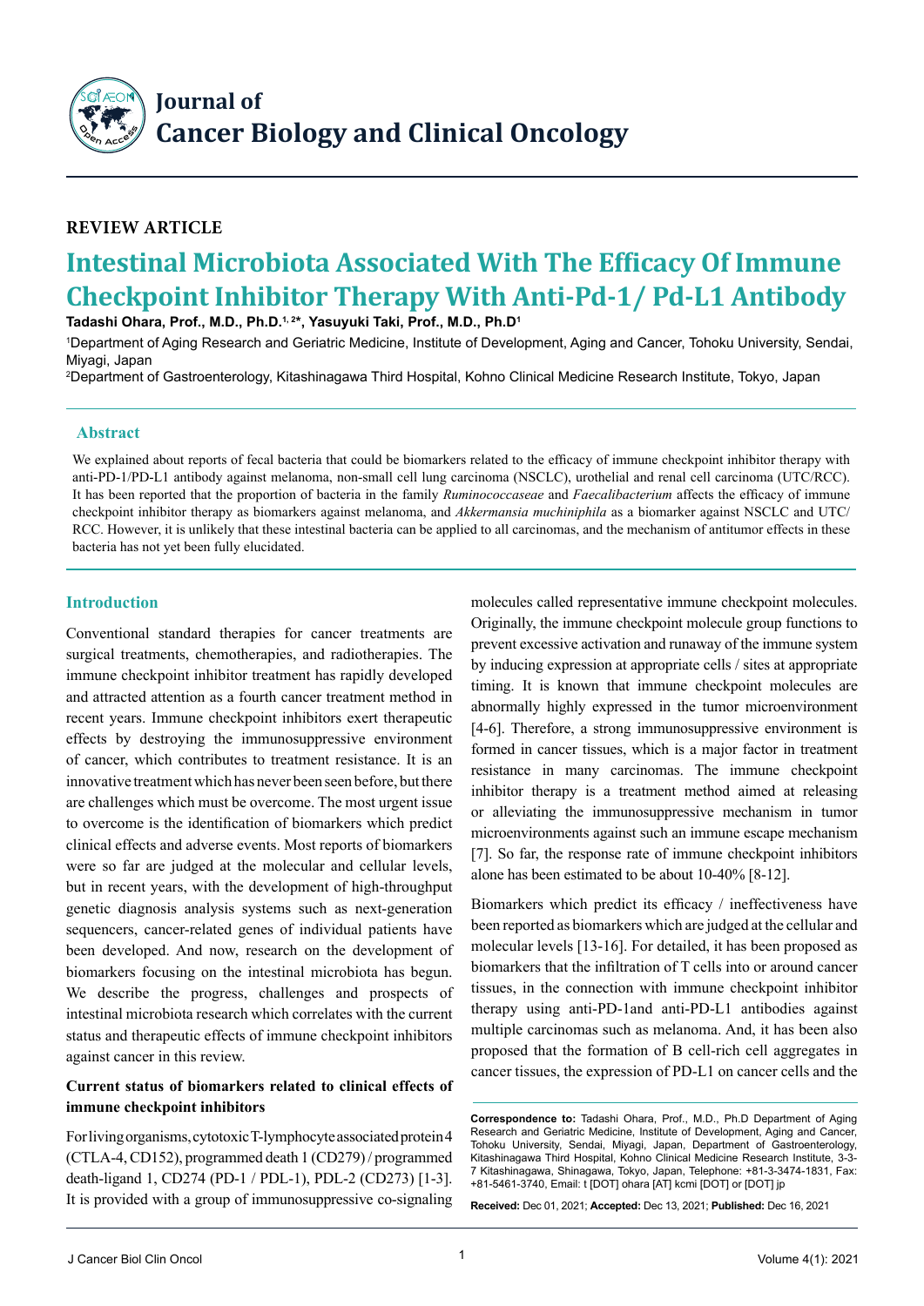# Journal of Cancer Biology and Clinical Oncology

**REVIEW ARTICLE**

# Intestinal Microbiota Associated With The Efficacy Of Immune Checkpoint Inhibitor Therapy With Anti-Pd-1/ Pd-L1 Antibody

**Tadashi Ohara, Prof., M.D., Ph.D.[1, 2*], Yasuyuki Taki, Prof., M.D., Ph.D[1]**

[1]Department of Aging Research and Geriatric Medicine, Institute of Development, Aging and Cancer, Tohoku University, Sendai, Miyagi, Japan

[2]Department of Gastroenterology, Kitashinagawa Third Hospital, Kohno Clinical Medicine Research Institute, Tokyo, Japan

## Abstract

We explained about reports of fecal bacteria that could be biomarkers related to the efficacy of immune checkpoint inhibitor therapy with anti-PD-1/PD-L1 antibody against melanoma, non-small cell lung carcinoma (NSCLC), urothelial and renal cell carcinoma (UTC/RCC). It has been reported that the proportion of bacteria in the family *Ruminococcaseae* and *Faecalibacterium* affects the efficacy of immune checkpoint inhibitor therapy as biomarkers against melanoma, and *Akkermansia muchiniphila* as a biomarker against NSCLC and UTC/RCC. However, it is unlikely that these intestinal bacteria can be applied to all carcinomas, and the mechanism of antitumor effects in these bacteria has not yet been fully elucidated.

## Introduction

Conventional standard therapies for cancer treatments are surgical treatments, chemotherapies, and radiotherapies. The immune checkpoint inhibitor treatment has rapidly developed and attracted attention as a fourth cancer treatment method in recent years. Immune checkpoint inhibitors exert therapeutic effects by destroying the immunosuppressive environment of cancer, which contributes to treatment resistance. It is an innovative treatment which has never been seen before, but there are challenges which must be overcome. The most urgent issue to overcome is the identification of biomarkers which predict clinical effects and adverse events. Most reports of biomarkers were so far are judged at the molecular and cellular levels, but in recent years, with the development of high-throughput genetic diagnosis analysis systems such as next-generation sequencers, cancer-related genes of individual patients have been developed. And now, research on the development of biomarkers focusing on the intestinal microbiota has begun. We describe the progress, challenges and prospects of intestinal microbiota research which correlates with the current status and therapeutic effects of immune checkpoint inhibitors against cancer in this review.

### Current status of biomarkers related to clinical effects of immune checkpoint inhibitors

For living organisms, cytotoxic T-lymphocyte associated protein 4 (CTLA-4, CD152), programmed death 1 (CD279) / programmed death-ligand 1, CD274 (PD-1 / PDL-1), PDL-2 (CD273) [1-3]. It is provided with a group of immunosuppressive co-signaling molecules called representative immune checkpoint molecules. Originally, the immune checkpoint molecule group functions to prevent excessive activation and runaway of the immune system by inducing expression at appropriate cells / sites at appropriate timing. It is known that immune checkpoint molecules are abnormally highly expressed in the tumor microenvironment [4-6]. Therefore, a strong immunosuppressive environment is formed in cancer tissues, which is a major factor in treatment resistance in many carcinomas. The immune checkpoint inhibitor therapy is a treatment method aimed at releasing or alleviating the immunosuppressive mechanism in tumor microenvironments against such an immune escape mechanism [7]. So far, the response rate of immune checkpoint inhibitors alone has been estimated to be about 10-40% [8-12].

Biomarkers which predict its efficacy / ineffectiveness have been reported as biomarkers which are judged at the cellular and molecular levels [13-16]. For detailed, it has been proposed as biomarkers that the infiltration of T cells into or around cancer tissues, in the connection with immune checkpoint inhibitor therapy using anti-PD-1and anti-PD-L1 antibodies against multiple carcinomas such as melanoma. And, it has been also proposed that the formation of B cell-rich cell aggregates in cancer tissues, the expression of PD-L1 on cancer cells and the

**Correspondence to:** Tadashi Ohara, Prof., M.D., Ph.D Department of Aging Research and Geriatric Medicine, Institute of Development, Aging and Cancer, Tohoku University, Sendai, Miyagi, Japan, Department of Gastroenterology, Kitashinagawa Third Hospital, Kohno Clinical Medicine Research Institute, 3-3-7 Kitashinagawa, Shinagawa, Tokyo, Japan, Telephone: +81-3-3474-1831, Fax: +81-5461-3740, Email: t [DOT] ohara [AT] kcmi [DOT] or [DOT] jp

**Received:** Dec 01, 2021; **Accepted:** Dec 13, 2021; **Published:** Dec 16, 2021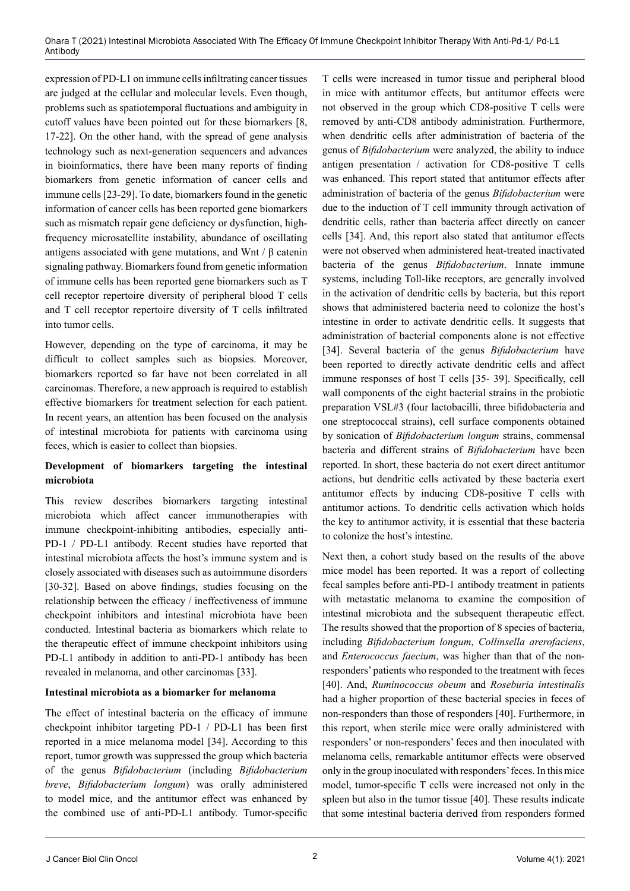expression of PD-L1 on immune cells infiltrating cancer tissues are judged at the cellular and molecular levels. Even though, problems such as spatiotemporal fluctuations and ambiguity in cutoff values have been pointed out for these biomarkers [8, 17-22]. On the other hand, with the spread of gene analysis technology such as next-generation sequencers and advances in bioinformatics, there have been many reports of finding biomarkers from genetic information of cancer cells and immune cells [23-29]. To date, biomarkers found in the genetic information of cancer cells has been reported gene biomarkers such as mismatch repair gene deficiency or dysfunction, high-frequency microsatellite instability, abundance of oscillating antigens associated with gene mutations, and Wnt / β catenin signaling pathway. Biomarkers found from genetic information of immune cells has been reported gene biomarkers such as T cell receptor repertoire diversity of peripheral blood T cells and T cell receptor repertoire diversity of T cells infiltrated into tumor cells.

However, depending on the type of carcinoma, it may be difficult to collect samples such as biopsies. Moreover, biomarkers reported so far have not been correlated in all carcinomas. Therefore, a new approach is required to establish effective biomarkers for treatment selection for each patient. In recent years, an attention has been focused on the analysis of intestinal microbiota for patients with carcinoma using feces, which is easier to collect than biopsies.

**Development of biomarkers targeting the intestinal microbiota**

This review describes biomarkers targeting intestinal microbiota which affect cancer immunotherapies with immune checkpoint-inhibiting antibodies, especially anti-PD-1 / PD-L1 antibody. Recent studies have reported that intestinal microbiota affects the host's immune system and is closely associated with diseases such as autoimmune disorders [30-32]. Based on above findings, studies focusing on the relationship between the efficacy / ineffectiveness of immune checkpoint inhibitors and intestinal microbiota have been conducted. Intestinal bacteria as biomarkers which relate to the therapeutic effect of immune checkpoint inhibitors using PD-L1 antibody in addition to anti-PD-1 antibody has been revealed in melanoma, and other carcinomas [33].

**Intestinal microbiota as a biomarker for melanoma**

The effect of intestinal bacteria on the efficacy of immune checkpoint inhibitor targeting PD-1 / PD-L1 has been first reported in a mice melanoma model [34]. According to this report, tumor growth was suppressed the group which bacteria of the genus *Bifidobacterium* (including *Bifidobacterium breve*, *Bifidobacterium longum*) was orally administered to model mice, and the antitumor effect was enhanced by the combined use of anti-PD-L1 antibody. Tumor-specific T cells were increased in tumor tissue and peripheral blood in mice with antitumor effects, but antitumor effects were not observed in the group which CD8-positive T cells were removed by anti-CD8 antibody administration. Furthermore, when dendritic cells after administration of bacteria of the genus of *Bifidobacterium* were analyzed, the ability to induce antigen presentation / activation for CD8-positive T cells was enhanced. This report stated that antitumor effects after administration of bacteria of the genus *Bifidobacterium* were due to the induction of T cell immunity through activation of dendritic cells, rather than bacteria affect directly on cancer cells [34]. And, this report also stated that antitumor effects were not observed when administered heat-treated inactivated bacteria of the genus *Bifidobacterium*. Innate immune systems, including Toll-like receptors, are generally involved in the activation of dendritic cells by bacteria, but this report shows that administered bacteria need to colonize the host's intestine in order to activate dendritic cells. It suggests that administration of bacterial components alone is not effective [34]. Several bacteria of the genus *Bifidobacterium* have been reported to directly activate dendritic cells and affect immune responses of host T cells [35- 39]. Specifically, cell wall components of the eight bacterial strains in the probiotic preparation VSL#3 (four lactobacilli, three bifidobacteria and one streptococcal strains), cell surface components obtained by sonication of *Bifidobacterium longum* strains, commensal bacteria and different strains of *Bifidobacterium* have been reported. In short, these bacteria do not exert direct antitumor actions, but dendritic cells activated by these bacteria exert antitumor effects by inducing CD8-positive T cells with antitumor actions. To dendritic cells activation which holds the key to antitumor activity, it is essential that these bacteria to colonize the host's intestine.

Next then, a cohort study based on the results of the above mice model has been reported. It was a report of collecting fecal samples before anti-PD-1 antibody treatment in patients with metastatic melanoma to examine the composition of intestinal microbiota and the subsequent therapeutic effect. The results showed that the proportion of 8 species of bacteria, including *Bifidobacterium longum*, *Collinsella arerofaciens*, and *Enterococcus faecium*, was higher than that of the non-responders' patients who responded to the treatment with feces [40]. And, *Ruminococcus obeum* and *Roseburia intestinalis* had a higher proportion of these bacterial species in feces of non-responders than those of responders [40]. Furthermore, in this report, when sterile mice were orally administered with responders' or non-responders' feces and then inoculated with melanoma cells, remarkable antitumor effects were observed only in the group inoculated with responders' feces. In this mice model, tumor-specific T cells were increased not only in the spleen but also in the tumor tissue [40]. These results indicate that some intestinal bacteria derived from responders formed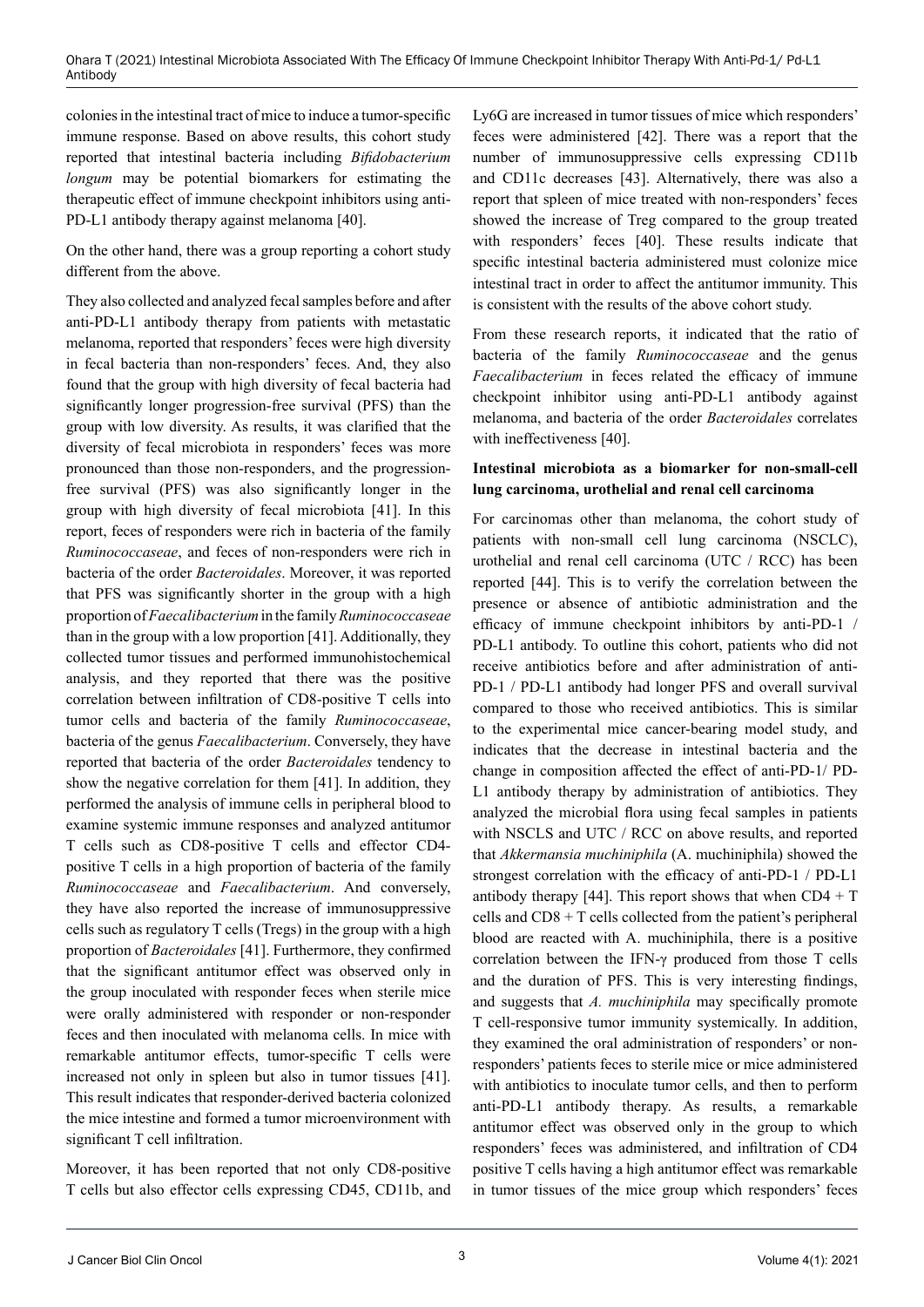colonies in the intestinal tract of mice to induce a tumor-specific immune response. Based on above results, this cohort study reported that intestinal bacteria including *Bifidobacterium longum* may be potential biomarkers for estimating the therapeutic effect of immune checkpoint inhibitors using anti-PD-L1 antibody therapy against melanoma [40].

On the other hand, there was a group reporting a cohort study different from the above.

They also collected and analyzed fecal samples before and after anti-PD-L1 antibody therapy from patients with metastatic melanoma, reported that responders' feces were high diversity in fecal bacteria than non-responders' feces. And, they also found that the group with high diversity of fecal bacteria had significantly longer progression-free survival (PFS) than the group with low diversity. As results, it was clarified that the diversity of fecal microbiota in responders' feces was more pronounced than those non-responders, and the progression-free survival (PFS) was also significantly longer in the group with high diversity of fecal microbiota [41]. In this report, feces of responders were rich in bacteria of the family *Ruminococcaseae*, and feces of non-responders were rich in bacteria of the order *Bacteroidales*. Moreover, it was reported that PFS was significantly shorter in the group with a high proportion of *Faecalibacterium* in the family *Ruminococcaseae* than in the group with a low proportion [41]. Additionally, they collected tumor tissues and performed immunohistochemical analysis, and they reported that there was the positive correlation between infiltration of CD8-positive T cells into tumor cells and bacteria of the family *Ruminococcaseae*, bacteria of the genus *Faecalibacterium*. Conversely, they have reported that bacteria of the order *Bacteroidales* tendency to show the negative correlation for them [41]. In addition, they performed the analysis of immune cells in peripheral blood to examine systemic immune responses and analyzed antitumor T cells such as CD8-positive T cells and effector CD4-positive T cells in a high proportion of bacteria of the family *Ruminococcaseae* and *Faecalibacterium*. And conversely, they have also reported the increase of immunosuppressive cells such as regulatory T cells (Tregs) in the group with a high proportion of *Bacteroidales* [41]. Furthermore, they confirmed that the significant antitumor effect was observed only in the group inoculated with responder feces when sterile mice were orally administered with responder or non-responder feces and then inoculated with melanoma cells. In mice with remarkable antitumor effects, tumor-specific T cells were increased not only in spleen but also in tumor tissues [41]. This result indicates that responder-derived bacteria colonized the mice intestine and formed a tumor microenvironment with significant T cell infiltration.

Moreover, it has been reported that not only CD8-positive T cells but also effector cells expressing CD45, CD11b, and Ly6G are increased in tumor tissues of mice which responders' feces were administered [42]. There was a report that the number of immunosuppressive cells expressing CD11b and CD11c decreases [43]. Alternatively, there was also a report that spleen of mice treated with non-responders' feces showed the increase of Treg compared to the group treated with responders' feces [40]. These results indicate that specific intestinal bacteria administered must colonize mice intestinal tract in order to affect the antitumor immunity. This is consistent with the results of the above cohort study.

From these research reports, it indicated that the ratio of bacteria of the family *Ruminococcaseae* and the genus *Faecalibacterium* in feces related the efficacy of immune checkpoint inhibitor using anti-PD-L1 antibody against melanoma, and bacteria of the order *Bacteroidales* correlates with ineffectiveness [40].

**Intestinal microbiota as a biomarker for non-small-cell lung carcinoma, urothelial and renal cell carcinoma**

For carcinomas other than melanoma, the cohort study of patients with non-small cell lung carcinoma (NSCLC), urothelial and renal cell carcinoma (UTC / RCC) has been reported [44]. This is to verify the correlation between the presence or absence of antibiotic administration and the efficacy of immune checkpoint inhibitors by anti-PD-1 / PD-L1 antibody. To outline this cohort, patients who did not receive antibiotics before and after administration of anti-PD-1 / PD-L1 antibody had longer PFS and overall survival compared to those who received antibiotics. This is similar to the experimental mice cancer-bearing model study, and indicates that the decrease in intestinal bacteria and the change in composition affected the effect of anti-PD-1/ PD-L1 antibody therapy by administration of antibiotics. They analyzed the microbial flora using fecal samples in patients with NSCLS and UTC / RCC on above results, and reported that *Akkermansia muchiniphila* (A. muchiniphila) showed the strongest correlation with the efficacy of anti-PD-1 / PD-L1 antibody therapy [44]. This report shows that when CD4 + T cells and CD8 + T cells collected from the patient's peripheral blood are reacted with A. muchiniphila, there is a positive correlation between the IFN-γ produced from those T cells and the duration of PFS. This is very interesting findings, and suggests that *A. muchiniphila* may specifically promote T cell-responsive tumor immunity systemically. In addition, they examined the oral administration of responders' or non-responders' patients feces to sterile mice or mice administered with antibiotics to inoculate tumor cells, and then to perform anti-PD-L1 antibody therapy. As results, a remarkable antitumor effect was observed only in the group to which responders' feces was administered, and infiltration of CD4 positive T cells having a high antitumor effect was remarkable in tumor tissues of the mice group which responders' feces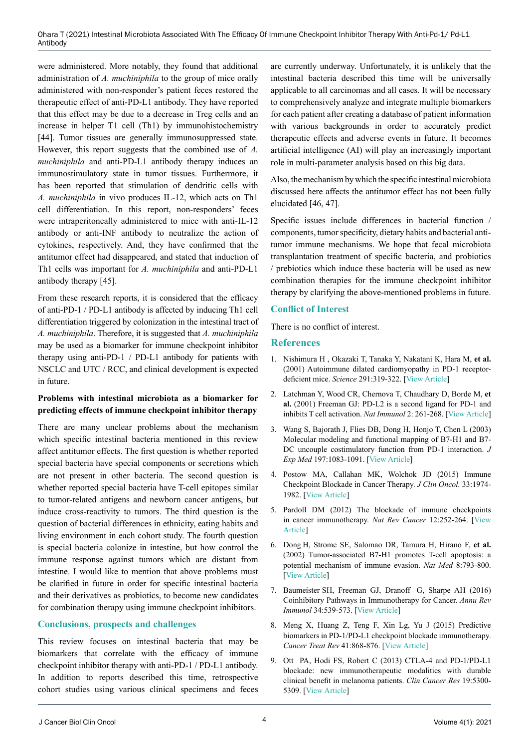were administered. More notably, they found that additional administration of *A. muchiniphila* to the group of mice orally administered with non-responder's patient feces restored the therapeutic effect of anti-PD-L1 antibody. They have reported that this effect may be due to a decrease in Treg cells and an increase in helper T1 cell (Th1) by immunohistochemistry [44]. Tumor tissues are generally immunosuppressed state. However, this report suggests that the combined use of *A. muchiniphila* and anti-PD-L1 antibody therapy induces an immunostimulatory state in tumor tissues. Furthermore, it has been reported that stimulation of dendritic cells with *A. muchiniphila* in vivo produces IL-12, which acts on Th1 cell differentiation. In this report, non-responders' feces were intraperitoneally administered to mice with anti-IL-12 antibody or anti-INF antibody to neutralize the action of cytokines, respectively. And, they have confirmed that the antitumor effect had disappeared, and stated that induction of Th1 cells was important for *A. muchiniphila* and anti-PD-L1 antibody therapy [45].

From these research reports, it is considered that the efficacy of anti-PD-1 / PD-L1 antibody is affected by inducing Th1 cell differentiation triggered by colonization in the intestinal tract of *A. muchiniphila*. Therefore, it is suggested that *A. muchiniphila* may be used as a biomarker for immune checkpoint inhibitor therapy using anti-PD-1 / PD-L1 antibody for patients with NSCLC and UTC / RCC, and clinical development is expected in future.

### Problems with intestinal microbiota as a biomarker for predicting effects of immune checkpoint inhibitor therapy

There are many unclear problems about the mechanism which specific intestinal bacteria mentioned in this review affect antitumor effects. The first question is whether reported special bacteria have special components or secretions which are not present in other bacteria. The second question is whether reported special bacteria have T-cell epitopes similar to tumor-related antigens and newborn cancer antigens, but induce cross-reactivity to tumors. The third question is the question of bacterial differences in ethnicity, eating habits and living environment in each cohort study. The fourth question is special bacteria colonize in intestine, but how control the immune response against tumors which are distant from intestine. I would like to mention that above problems must be clarified in future in order for specific intestinal bacteria and their derivatives as probiotics, to become new candidates for combination therapy using immune checkpoint inhibitors.

## Conclusions, prospects and challenges

This review focuses on intestinal bacteria that may be biomarkers that correlate with the efficacy of immune checkpoint inhibitor therapy with anti-PD-1 / PD-L1 antibody. In addition to reports described this time, retrospective cohort studies using various clinical specimens and feces are currently underway. Unfortunately, it is unlikely that the intestinal bacteria described this time will be universally applicable to all carcinomas and all cases. It will be necessary to comprehensively analyze and integrate multiple biomarkers for each patient after creating a database of patient information with various backgrounds in order to accurately predict therapeutic effects and adverse events in future. It becomes artificial intelligence (AI) will play an increasingly important role in multi-parameter analysis based on this big data.

Also, the mechanism by which the specific intestinal microbiota discussed here affects the antitumor effect has not been fully elucidated [46, 47].

Specific issues include differences in bacterial function / components, tumor specificity, dietary habits and bacterial anti-tumor immune mechanisms. We hope that fecal microbiota transplantation treatment of specific bacteria, and probiotics / prebiotics which induce these bacteria will be used as new combination therapies for the immune checkpoint inhibitor therapy by clarifying the above-mentioned problems in future.

## Conflict of Interest

There is no conflict of interest.

## References

1. Nishimura H , Okazaki T, Tanaka Y, Nakatani K, Hara M, **et al.** (2001) Autoimmune dilated cardiomyopathy in PD-1 receptor-deficient mice. *Science* 291:319-322. [View Article]
2. Latchman Y, Wood CR, Chernova T, Chaudhary D, Borde M, **et al.** (2001) Freeman GJ: PD-L2 is a second ligand for PD-1 and inhibits T cell activation. *Nat Immunol* 2: 261-268. [View Article]
3. Wang S, Bajorath J, Flies DB, Dong H, Honjo T, Chen L (2003) Molecular modeling and functional mapping of B7-H1 and B7-DC uncouple costimulatory function from PD-1 interaction. *J Exp Med* 197:1083-1091. [View Article]
4. Postow MA, Callahan MK, Wolchok JD (2015) Immune Checkpoint Blockade in Cancer Therapy. *J Clin Oncol.* 33:1974-1982. [View Article]
5. Pardoll DM (2012) The blockade of immune checkpoints in cancer immunotherapy. *Nat Rev Cancer* 12:252-264. [View Article]
6. Dong H, Strome SE, Salomao DR, Tamura H, Hirano F, **et al.** (2002) Tumor-associated B7-H1 promotes T-cell apoptosis: a potential mechanism of immune evasion. *Nat Med* 8:793-800. [View Article]
7. Baumeister SH, Freeman GJ, Dranoff G, Sharpe AH (2016) Coinhibitory Pathways in Immunotherapy for Cancer. *Annu Rev Immunol* 34:539-573. [View Article]
8. Meng X, Huang Z, Teng F, Xin Lg, Yu J (2015) Predictive biomarkers in PD-1/PD-L1 checkpoint blockade immunotherapy. *Cancer Treat Rev* 41:868-876. [View Article]
9. Ott PA, Hodi FS, Robert C (2013) CTLA-4 and PD-1/PD-L1 blockade: new immunotherapeutic modalities with durable clinical benefit in melanoma patients. *Clin Cancer Res* 19:5300-5309. [View Article]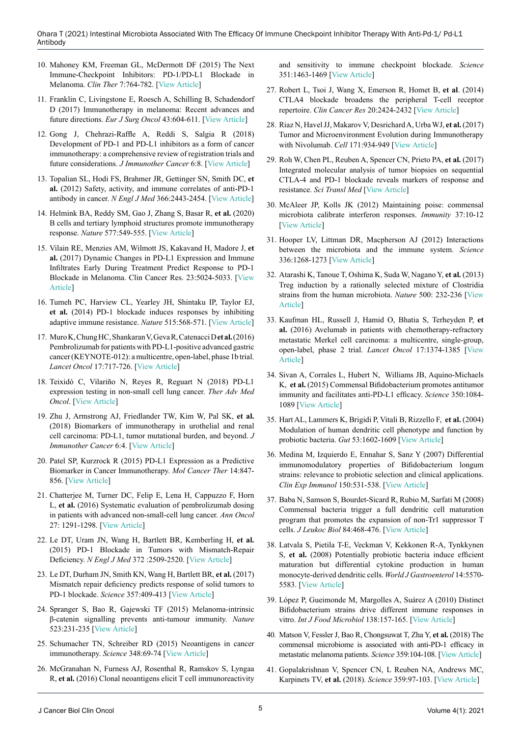10. Mahoney KM, Freeman GL, McDermott DF (2015) The Next Immune-Checkpoint Inhibitors: PD-1/PD-L1 Blockade in Melanoma. *Clin Ther* 7:764-782. [View Article]

11. Franklin C, Livingstone E, Roesch A, Schilling B, Schadendorf D (2017) Immunotherapy in melanoma: Recent advances and future directions. *Eur J Surg Oncol* 43:604-611. [View Article]

12. Gong J, Chehrazi-Raffle A, Reddi S, Salgia R (2018) Development of PD-1 and PD-L1 inhibitors as a form of cancer immunotherapy: a comprehensive review of registration trials and future considerations. *J Immunother Cancer* 6:8. [View Article]

13. Topalian SL, Hodi FS, Brahmer JR, Gettinger SN, Smith DC, **et al.** (2012) Safety, activity, and immune correlates of anti-PD-1 antibody in cancer. *N Engl J Med* 366:2443-2454. [View Article]

14. Helmink BA, Reddy SM, Gao J, Zhang S, Basar R, **et al.** (2020) B cells and tertiary lymphoid structures promote immunotherapy response. *Nature* 577:549-555. [View Article]

15. Vilain RE, Menzies AM, Wilmott JS, Kakavand H, Madore J, **et al.** (2017) Dynamic Changes in PD-L1 Expression and Immune Infiltrates Early During Treatment Predict Response to PD-1 Blockade in Melanoma. Clin Cancer Res. 23:5024-5033. [View Article]

16. Tumeh PC, Harview CL, Yearley JH, Shintaku IP, Taylor EJ, **et al.** (2014) PD-1 blockade induces responses by inhibiting adaptive immune resistance. *Nature* 515:568-571. [View Article]

17. Muro K, Chung HC, Shankaran V, Geva R, Catenacci D **et al.** (2016) Pembrolizumab for patients with PD-L1-positive advanced gastric cancer (KEYNOTE-012): a multicentre, open-label, phase 1b trial. *Lancet Oncol* 17:717-726. [View Article]

18. Teixidó C, Vilariño N, Reyes R, Reguart N (2018) PD-L1 expression testing in non-small cell lung cancer. *Ther Adv Med Oncol*. [View Article]

19. Zhu J, Armstrong AJ, Friedlander TW, Kim W, Pal SK, **et al.** (2018) Biomarkers of immunotherapy in urothelial and renal cell carcinoma: PD-L1, tumor mutational burden, and beyond. *J Immunother Cancer* 6:4. [View Article]

20. Patel SP, Kurzrock R (2015) PD-L1 Expression as a Predictive Biomarker in Cancer Immunotherapy. *Mol Cancer Ther* 14:847-856. [View Article]

21. Chatterjee M, Turner DC, Felip E, Lena H, Cappuzzo F, Horn L, **et al.** (2016) Systematic evaluation of pembrolizumab dosing in patients with advanced non-small-cell lung cancer. *Ann Oncol* 27: 1291-1298. [View Article]

22. Le DT, Uram JN, Wang H, Bartlett BR, Kemberling H, **et al.** (2015) PD-1 Blockade in Tumors with Mismatch-Repair Deficiency. *N Engl J Med* 372 :2509-2520. [View Article]

23. Le DT, Durham JN, Smith KN, Wang H, Bartlett BR, **et al.** (2017) Mismatch repair deficiency predicts response of solid tumors to PD-1 blockade. *Science* 357:409-413 [View Article]

24. Spranger S, Bao R, Gajewski TF (2015) Melanoma-intrinsic β-catenin signalling prevents anti-tumour immunity. *Nature* 523:231-235 [View Article]

25. Schumacher TN, Schreiber RD (2015) Neoantigens in cancer immunotherapy. *Science* 348:69-74 [View Article]

26. McGranahan N, Furness AJ, Rosenthal R, Ramskov S, Lyngaa R, **et al.** (2016) Clonal neoantigens elicit T cell immunoreactivity and sensitivity to immune checkpoint blockade. *Science* 351:1463-1469 [View Article]

27. Robert L, Tsoi J, Wang X, Emerson R, Homet B, **et al**. (2014) CTLA4 blockade broadens the peripheral T-cell receptor repertoire. *Clin Cancer Res* 20:2424-2432 [View Article]

28. Riaz N, Havel JJ, Makarov V, Desrichard A, Urba WJ, **et al.** (2017) Tumor and Microenvironment Evolution during Immunotherapy with Nivolumab. *Cell* 171:934-949 [View Article]

29. Roh W, Chen PL, Reuben A, Spencer CN, Prieto PA, **et al.** (2017) Integrated molecular analysis of tumor biopsies on sequential CTLA-4 and PD-1 blockade reveals markers of response and resistance. *Sci Transl Med* [View Article]

30. McAleer JP, Kolls JK (2012) Maintaining poise: commensal microbiota calibrate interferon responses. *Immunity* 37:10-12 [View Article]

31. Hooper LV, Littman DR, Macpherson AJ (2012) Interactions between the microbiota and the immune system. *Science* 336:1268-1273 [View Article]

32. Atarashi K, Tanoue T, Oshima K, Suda W, Nagano Y, **et al.** (2013) Treg induction by a rationally selected mixture of Clostridia strains from the human microbiota. *Nature* 500: 232-236 [View Article]

33. Kaufman HL, Russell J, Hamid O, Bhatia S, Terheyden P, **et al.** (2016) Avelumab in patients with chemotherapy-refractory metastatic Merkel cell carcinoma: a multicentre, single-group, open-label, phase 2 trial. *Lancet Oncol* 17:1374-1385 [View Article]

34. Sivan A, Corrales L, Hubert N, Williams JB, Aquino-Michaels K, **et al.** (2015) Commensal Bifidobacterium promotes antitumor immunity and facilitates anti-PD-L1 efficacy. *Science* 350:1084-1089 [View Article]

35. Hart AL, Lammers K, Brigidi P, Vitali B, Rizzello F, **et al.** (2004) Modulation of human dendritic cell phenotype and function by probiotic bacteria. *Gut* 53:1602-1609 [View Article]

36. Medina M, Izquierdo E, Ennahar S, Sanz Y (2007) Differential immunomodulatory properties of Bifidobacterium longum strains: relevance to probiotic selection and clinical applications. *Clin Exp Immunol* 150:531-538. [View Article]

37. Baba N, Samson S, Bourdet-Sicard R, Rubio M, Sarfati M (2008) Commensal bacteria trigger a full dendritic cell maturation program that promotes the expansion of non-Tr1 suppressor T cells. *J Leukoc Biol* 84:468-476. [View Article]

38. Latvala S, Pietila T-E, Veckman V, Kekkonen R-A, Tynkkynen S, **et al.** (2008) Potentially probiotic bacteria induce efficient maturation but differential cytokine production in human monocyte-derived dendritic cells. *World J Gastroenterol* 14:5570-5583. [View Article]

39. López P, Gueimonde M, Margolles A, Suárez A (2010) Distinct Bifidobacterium strains drive different immune responses in vitro. *Int J Food Microbiol* 138:157-165. [View Article]

40. Matson V, Fessler J, Bao R, Chongsuwat T, Zha Y, **et al.** (2018) The commensal microbiome is associated with anti-PD-1 efficacy in metastatic melanoma patients. *Science* 359:104-108. [View Article]

41. Gopalakrishnan V, Spencer CN, L Reuben NA, Andrews MC, Karpinets TV, **et al.** (2018). *Science* 359:97-103. [View Article]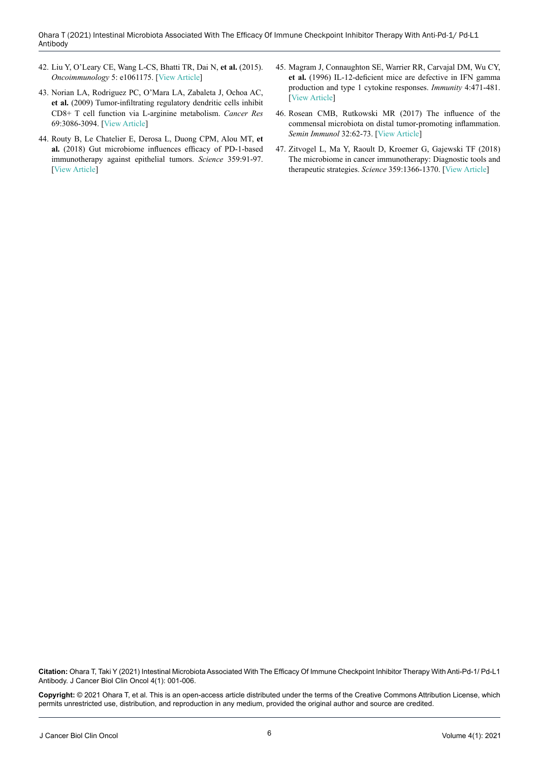42. Liu Y, O'Leary CE, Wang L-CS, Bhatti TR, Dai N, **et al.** (2015). *Oncoimmunology* 5: e1061175. [View Article]

43. Norian LA, Rodriguez PC, O'Mara LA, Zabaleta J, Ochoa AC, **et al.** (2009) Tumor-infiltrating regulatory dendritic cells inhibit CD8+ T cell function via L-arginine metabolism. *Cancer Res* 69:3086-3094. [View Article]

44. Routy B, Le Chatelier E, Derosa L, Duong CPM, Alou MT, **et al.** (2018) Gut microbiome influences efficacy of PD-1-based immunotherapy against epithelial tumors. *Science* 359:91-97. [View Article]

45. Magram J, Connaughton SE, Warrier RR, Carvajal DM, Wu CY, **et al.** (1996) IL-12-deficient mice are defective in IFN gamma production and type 1 cytokine responses. *Immunity* 4:471-481. [View Article]

46. Rosean CMB, Rutkowski MR (2017) The influence of the commensal microbiota on distal tumor-promoting inflammation. *Semin Immunol* 32:62-73. [View Article]

47. Zitvogel L, Ma Y, Raoult D, Kroemer G, Gajewski TF (2018) The microbiome in cancer immunotherapy: Diagnostic tools and therapeutic strategies. *Science* 359:1366-1370. [View Article]

**Citation:** Ohara T, Taki Y (2021) Intestinal Microbiota Associated With The Efficacy Of Immune Checkpoint Inhibitor Therapy With Anti-Pd-1/ Pd-L1 Antibody. J Cancer Biol Clin Oncol 4(1): 001-006.

**Copyright:** © 2021 Ohara T, et al. This is an open-access article distributed under the terms of the Creative Commons Attribution License, which permits unrestricted use, distribution, and reproduction in any medium, provided the original author and source are credited.